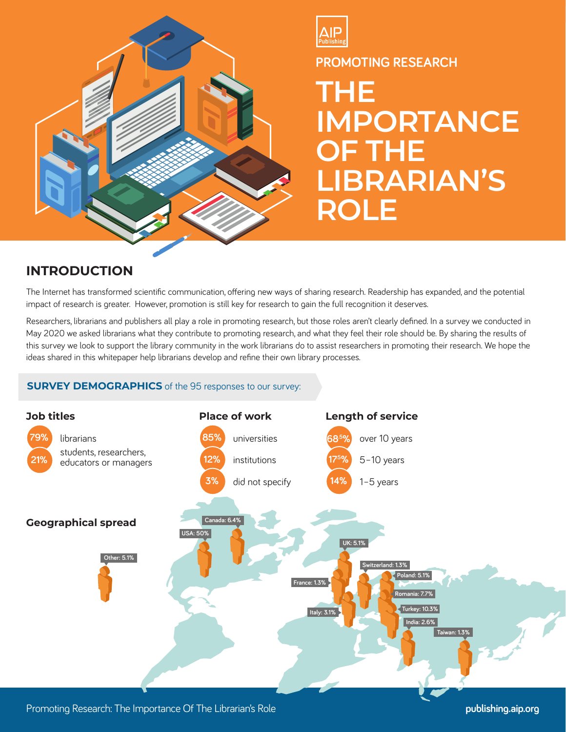AIP Publishing

PROMOTING RESEARCH

# THE IMPORTANCE OF THE LIBRARIAN'S ROLE

## INTRODUCTION

The Internet has transformed scientific communication, offering new ways of sharing research. Readership has expanded, and the potential impact of research is greater. However, promotion is still key for research to gain the full recognition it deserves.

Researchers, librarians and publishers all play a role in promoting research, but those roles aren't clearly defined. In a survey we conducted in May 2020 we asked librarians what they contribute to promoting research, and what they feel their role should be. By sharing the results of this survey we look to support the library community in the work librarians do to assist researchers in promoting their research. We hope the ideas shared in this whitepaper help librarians develop and refine their own library processes.

**SURVEY DEMOGRAPHICS** of the 95 responses to our survey:

### Job titles

- 79% librarians
- 21% students, researchers, educators or managers

### Place of work

- 85% universities
- 12% institutions
- 3% did not specify

### Length of service

- 68.5% over 10 years
- 17.5% 5–10 years
- 14% 1–5 years

### Geographical spread

- USA: 50%
- Canada: 6.4%
- UK: 5.1%
- Switzerland: 1.3%
- Poland: 5.1%
- France: 1.3%
- Romania: 7.7%
- Turkey: 10.3%
- Italy: 3.1%
- India: 2.6%
- Taiwan: 1.3%
- Other: 5.1%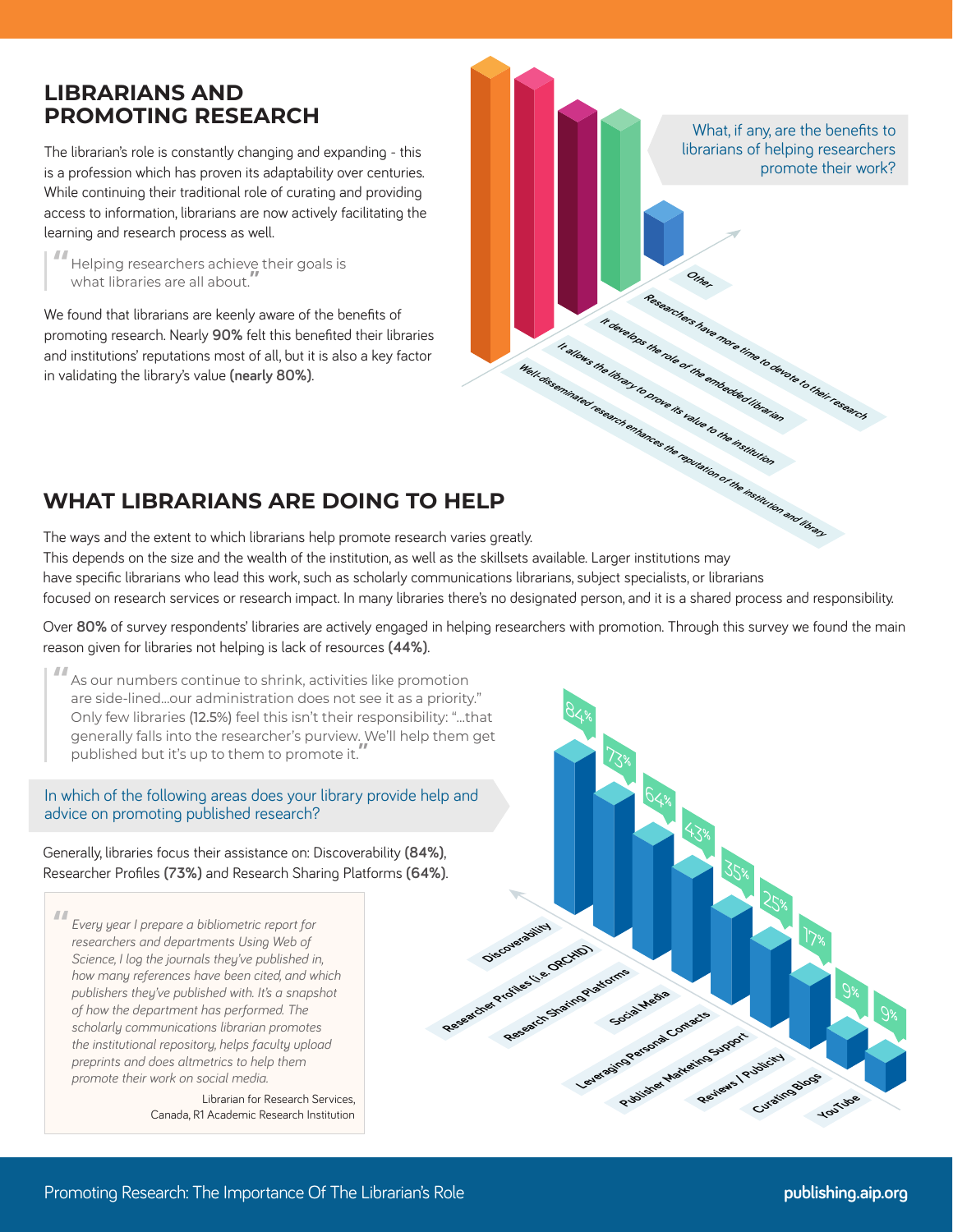## LIBRARIANS AND PROMOTING RESEARCH

The librarian's role is constantly changing and expanding - this is a profession which has proven its adaptability over centuries. While continuing their traditional role of curating and providing access to information, librarians are now actively facilitating the learning and research process as well.

> "Helping researchers achieve their goals is what libraries are all about."

We found that librarians are keenly aware of the benefits of promoting research. Nearly **90%** felt this benefited their libraries and institutions' reputations most of all, but it is also a key factor in validating the library's value **(nearly 80%)**.

What, if any, are the benefits to librarians of helping researchers promote their work?

- Well-disseminated research enhances the reputation of the institution and library
- It allows the library to prove its value to the institution
- It develops the role of the embedded librarian
- Researchers have more time to devote to their research
- Other

## WHAT LIBRARIANS ARE DOING TO HELP

The ways and the extent to which librarians help promote research varies greatly. This depends on the size and the wealth of the institution, as well as the skillsets available. Larger institutions may have specific librarians who lead this work, such as scholarly communications librarians, subject specialists, or librarians focused on research services or research impact. In many libraries there's no designated person, and it is a shared process and responsibility.

Over **80%** of survey respondents' libraries are actively engaged in helping researchers with promotion. Through this survey we found the main reason given for libraries not helping is lack of resources **(44%)**.

> "As our numbers continue to shrink, activities like promotion are side-lined…our administration does not see it as a priority." Only few libraries (12.5%) feel this isn't their responsibility: "…that generally falls into the researcher's purview. We'll help them get published but it's up to them to promote it."

In which of the following areas does your library provide help and advice on promoting published research?

Generally, libraries focus their assistance on: Discoverability **(84%)**, Researcher Profiles **(73%)** and Research Sharing Platforms **(64%)**.

| Area | % |
| --- | --- |
| Discoverability | 84% |
| Researcher Profiles (i.e. ORCHID) | 73% |
| Research Sharing Platforms | 64% |
| Social Media | 43% |
| Leveraging Personal Contacts | 35% |
| Publisher Marketing Support | 25% |
| Reviews / Publicity | 17% |
| Curating Blogs | 9% |
| YouTube | 9% |

> "*Every year I prepare a bibliometric report for researchers and departments Using Web of Science, I log the journals they've published in, how many references have been cited, and which publishers they've published with. It's a snapshot of how the department has performed. The scholarly communications librarian promotes the institutional repository, helps faculty upload preprints and does altmetrics to help them promote their work on social media.*"
>
> Librarian for Research Services, Canada, R1 Academic Research Institution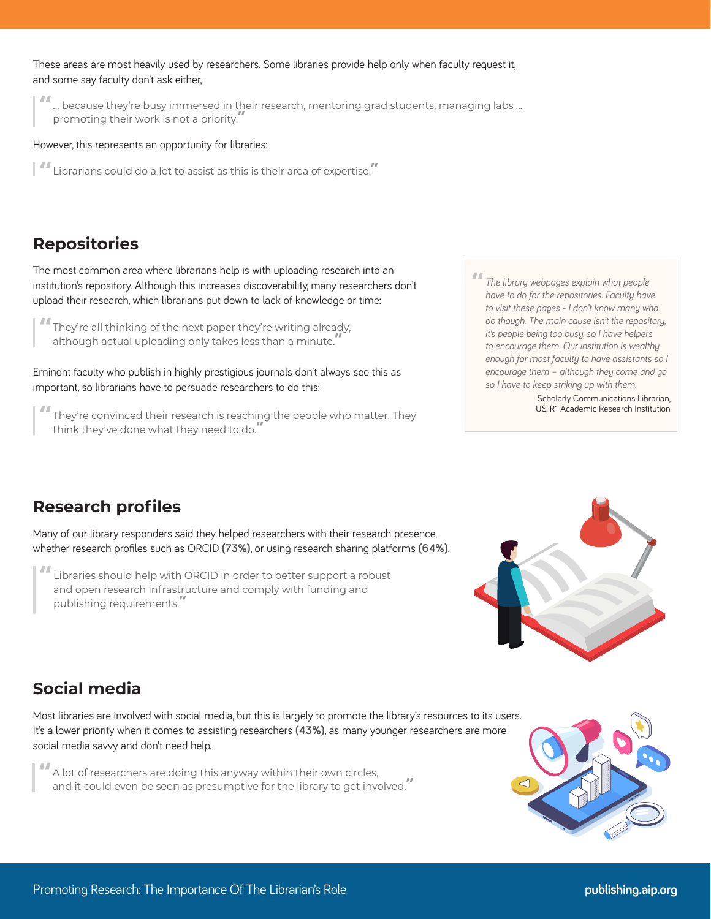These areas are most heavily used by researchers. Some libraries provide help only when faculty request it, and some say faculty don't ask either,

> "... because they're busy immersed in their research, mentoring grad students, managing labs ... promoting their work is not a priority."

However, this represents an opportunity for libraries:

> "Librarians could do a lot to assist as this is their area of expertise."

## Repositories

The most common area where librarians help is with uploading research into an institution's repository. Although this increases discoverability, many researchers don't upload their research, which librarians put down to lack of knowledge or time:

> "They're all thinking of the next paper they're writing already, although actual uploading only takes less than a minute."

Eminent faculty who publish in highly prestigious journals don't always see this as important, so librarians have to persuade researchers to do this:

> "They're convinced their research is reaching the people who matter. They think they've done what they need to do."

> *"The library webpages explain what people have to do for the repositories. Faculty have to visit these pages - I don't know many who do though. The main cause isn't the repository, it's people being too busy, so I have helpers to encourage them. Our institution is wealthy enough for most faculty to have assistants so I encourage them – although they come and go so I have to keep striking up with them."*
>
> Scholarly Communications Librarian, US, R1 Academic Research Institution

## Research profiles

Many of our library responders said they helped researchers with their research presence, whether research profiles such as ORCID **(73%)**, or using research sharing platforms **(64%)**.

> "Libraries should help with ORCID in order to better support a robust and open research infrastructure and comply with funding and publishing requirements."

## Social media

Most libraries are involved with social media, but this is largely to promote the library's resources to its users. It's a lower priority when it comes to assisting researchers **(43%)**, as many younger researchers are more social media savvy and don't need help.

> "A lot of researchers are doing this anyway within their own circles, and it could even be seen as presumptive for the library to get involved."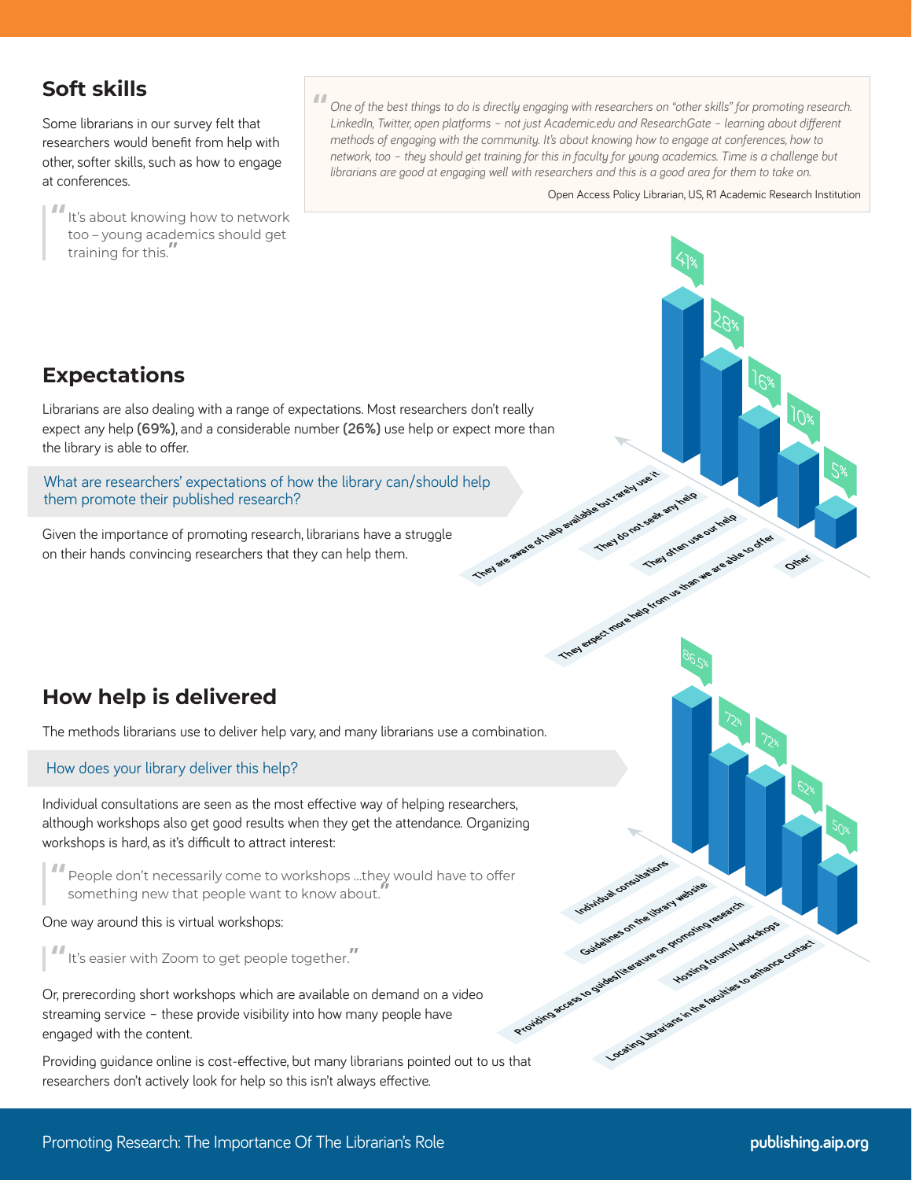## Soft skills

Some librarians in our survey felt that researchers would benefit from help with other, softer skills, such as how to engage at conferences.

> "It's about knowing how to network too – young academics should get training for this."

> *"One of the best things to do is directly engaging with researchers on "other skills" for promoting research. LinkedIn, Twitter, open platforms – not just Academic.edu and ResearchGate – learning about different methods of engaging with the community. It's about knowing how to engage at conferences, how to network, too – they should get training for this in faculty for young academics. Time is a challenge but librarians are good at engaging well with researchers and this is a good area for them to take on."*
>
> Open Access Policy Librarian, US, R1 Academic Research Institution

## Expectations

Librarians are also dealing with a range of expectations. Most researchers don't really expect any help **(69%)**, and a considerable number **(26%)** use help or expect more than the library is able to offer.

**What are researchers' expectations of how the library can/should help them promote their published research?**

| Response | % |
|---|---|
| They are aware of help available but rarely use it | 41% |
| They do not seek any help | 28% |
| They often use our help | 16% |
| They expect more help from us than we are able to offer | 10% |
| Other | 5% |

Given the importance of promoting research, librarians have a struggle on their hands convincing researchers that they can help them.

## How help is delivered

The methods librarians use to deliver help vary, and many librarians use a combination.

**How does your library deliver this help?**

| Method | % |
|---|---|
| Individual consultations | 86.5% |
| Guidelines on the library website | 72% |
| Providing access to guides/literature on promoting research | 72% |
| Hosting forums/workshops | 62% |
| Locating Librarians in the faculties to enhance contact | 50% |

Individual consultations are seen as the most effective way of helping researchers, although workshops also get good results when they get the attendance. Organizing workshops is hard, as it's difficult to attract interest:

> "People don't necessarily come to workshops ...they would have to offer something new that people want to know about."

One way around this is virtual workshops:

> "It's easier with Zoom to get people together."

Or, prerecording short workshops which are available on demand on a video streaming service – these provide visibility into how many people have engaged with the content.

Providing guidance online is cost-effective, but many librarians pointed out to us that researchers don't actively look for help so this isn't always effective.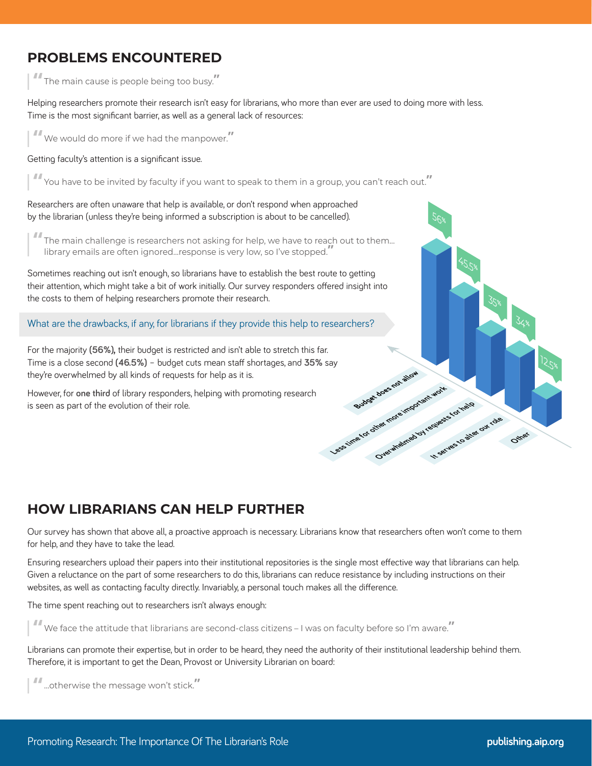## PROBLEMS ENCOUNTERED

> "The main cause is people being too busy."

Helping researchers promote their research isn't easy for librarians, who more than ever are used to doing more with less. Time is the most significant barrier, as well as a general lack of resources:

> "We would do more if we had the manpower."

Getting faculty's attention is a significant issue.

> "You have to be invited by faculty if you want to speak to them in a group, you can't reach out."

Researchers are often unaware that help is available, or don't respond when approached by the librarian (unless they're being informed a subscription is about to be cancelled).

> "The main challenge is researchers not asking for help, we have to reach out to them… library emails are often ignored…response is very low, so I've stopped."

Sometimes reaching out isn't enough, so librarians have to establish the best route to getting their attention, which might take a bit of work initially. Our survey responders offered insight into the costs to them of helping researchers promote their research.

What are the drawbacks, if any, for librarians if they provide this help to researchers?

For the majority **(56%),** their budget is restricted and isn't able to stretch this far. Time is a close second **(46.5%)** – budget cuts mean staff shortages, and **35%** say they're overwhelmed by all kinds of requests for help as it is.

However, for **one third** of library responders, helping with promoting research is seen as part of the evolution of their role.

| Drawback | Percentage |
|---|---|
| Budget does not allow | 56% |
| Less time for other more important work | 45.5% |
| Overwhelmed by requests for help | 35% |
| It serves to alter our role | 34% |
| Other | 12.5% |

## HOW LIBRARIANS CAN HELP FURTHER

Our survey has shown that above all, a proactive approach is necessary. Librarians know that researchers often won't come to them for help, and they have to take the lead.

Ensuring researchers upload their papers into their institutional repositories is the single most effective way that librarians can help. Given a reluctance on the part of some researchers to do this, librarians can reduce resistance by including instructions on their websites, as well as contacting faculty directly. Invariably, a personal touch makes all the difference.

The time spent reaching out to researchers isn't always enough:

> "We face the attitude that librarians are second-class citizens – I was on faculty before so I'm aware."

Librarians can promote their expertise, but in order to be heard, they need the authority of their institutional leadership behind them. Therefore, it is important to get the Dean, Provost or University Librarian on board:

> "…otherwise the message won't stick."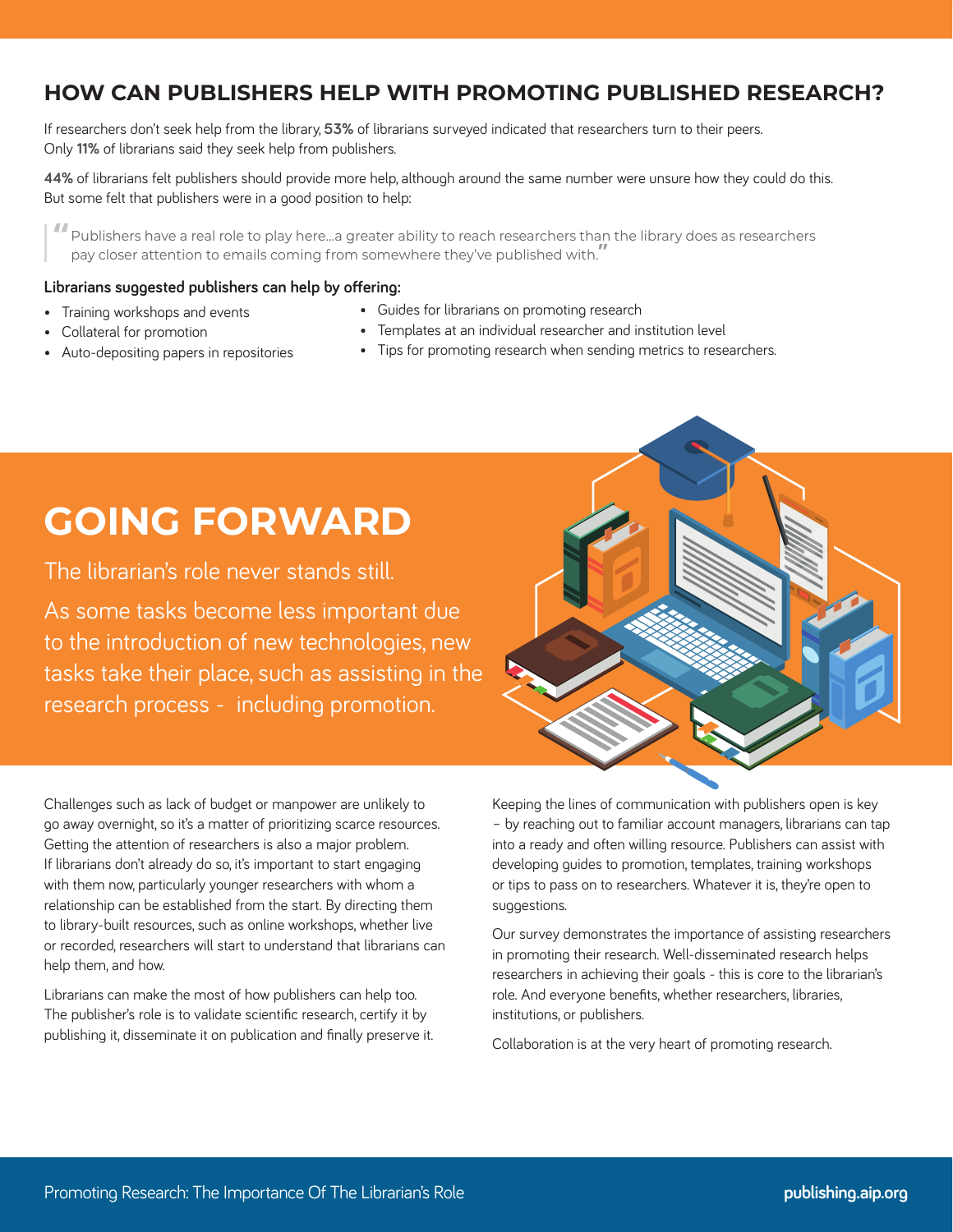## HOW CAN PUBLISHERS HELP WITH PROMOTING PUBLISHED RESEARCH?

If researchers don't seek help from the library, **53%** of librarians surveyed indicated that researchers turn to their peers. Only **11%** of librarians said they seek help from publishers.

**44%** of librarians felt publishers should provide more help, although around the same number were unsure how they could do this. But some felt that publishers were in a good position to help:

> "Publishers have a real role to play here...a greater ability to reach researchers than the library does as researchers pay closer attention to emails coming from somewhere they've published with."

**Librarians suggested publishers can help by offering:**

- Training workshops and events
- Collateral for promotion
- Auto-depositing papers in repositories
- Guides for librarians on promoting research
- Templates at an individual researcher and institution level
- Tips for promoting research when sending metrics to researchers.

# GOING FORWARD

The librarian's role never stands still.

As some tasks become less important due to the introduction of new technologies, new tasks take their place, such as assisting in the research process - including promotion.

Challenges such as lack of budget or manpower are unlikely to go away overnight, so it's a matter of prioritizing scarce resources. Getting the attention of researchers is also a major problem. If librarians don't already do so, it's important to start engaging with them now, particularly younger researchers with whom a relationship can be established from the start. By directing them to library-built resources, such as online workshops, whether live or recorded, researchers will start to understand that librarians can help them, and how.

Librarians can make the most of how publishers can help too. The publisher's role is to validate scientific research, certify it by publishing it, disseminate it on publication and finally preserve it.

Keeping the lines of communication with publishers open is key – by reaching out to familiar account managers, librarians can tap into a ready and often willing resource. Publishers can assist with developing guides to promotion, templates, training workshops or tips to pass on to researchers. Whatever it is, they're open to suggestions.

Our survey demonstrates the importance of assisting researchers in promoting their research. Well-disseminated research helps researchers in achieving their goals - this is core to the librarian's role. And everyone benefits, whether researchers, libraries, institutions, or publishers.

Collaboration is at the very heart of promoting research.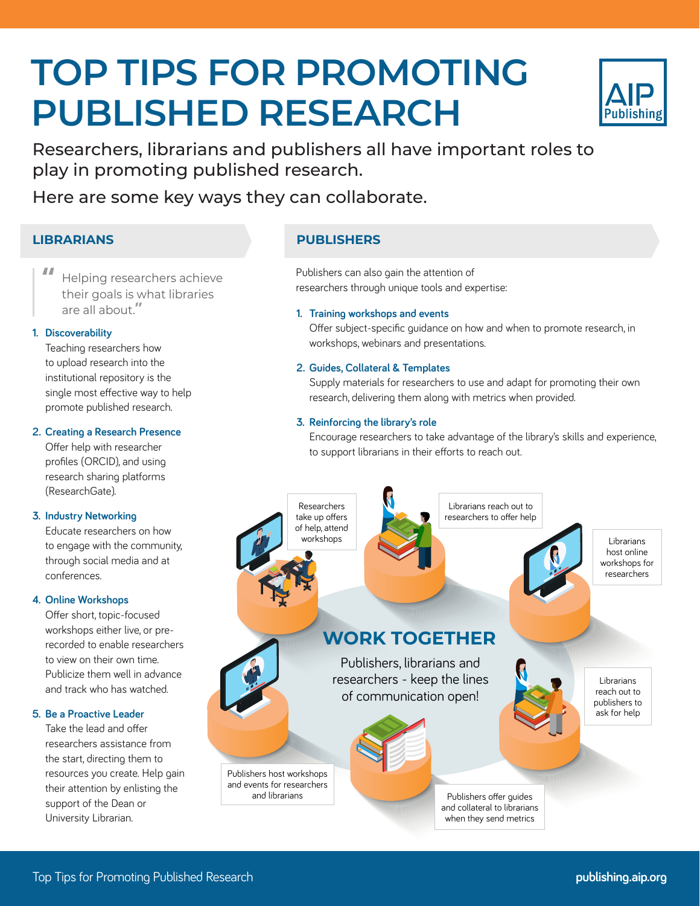# TOP TIPS FOR PROMOTING PUBLISHED RESEARCH

AIP Publishing

Researchers, librarians and publishers all have important roles to play in promoting published research.

Here are some key ways they can collaborate.

## LIBRARIANS

> "Helping researchers achieve their goals is what libraries are all about."

1. **Discoverability**
   Teaching researchers how to upload research into the institutional repository is the single most effective way to help promote published research.

2. **Creating a Research Presence**
   Offer help with researcher profiles (ORCID), and using research sharing platforms (ResearchGate).

3. **Industry Networking**
   Educate researchers on how to engage with the community, through social media and at conferences.

4. **Online Workshops**
   Offer short, topic-focused workshops either live, or pre-recorded to enable researchers to view on their own time. Publicize them well in advance and track who has watched.

5. **Be a Proactive Leader**
   Take the lead and offer researchers assistance from the start, directing them to resources you create. Help gain their attention by enlisting the support of the Dean or University Librarian.

## PUBLISHERS

Publishers can also gain the attention of researchers through unique tools and expertise:

1. **Training workshops and events**
   Offer subject-specific guidance on how and when to promote research, in workshops, webinars and presentations.

2. **Guides, Collateral & Templates**
   Supply materials for researchers to use and adapt for promoting their own research, delivering them along with metrics when provided.

3. **Reinforcing the library's role**
   Encourage researchers to take advantage of the library's skills and experience, to support librarians in their efforts to reach out.

## WORK TOGETHER

Publishers, librarians and researchers - keep the lines of communication open!

Researchers take up offers of help, attend workshops

Librarians reach out to researchers to offer help

Librarians host online workshops for researchers

Librarians reach out to publishers to ask for help

Publishers offer guides and collateral to librarians when they send metrics

Publishers host workshops and events for researchers and librarians

Top Tips for Promoting Published Research

publishing.aip.org